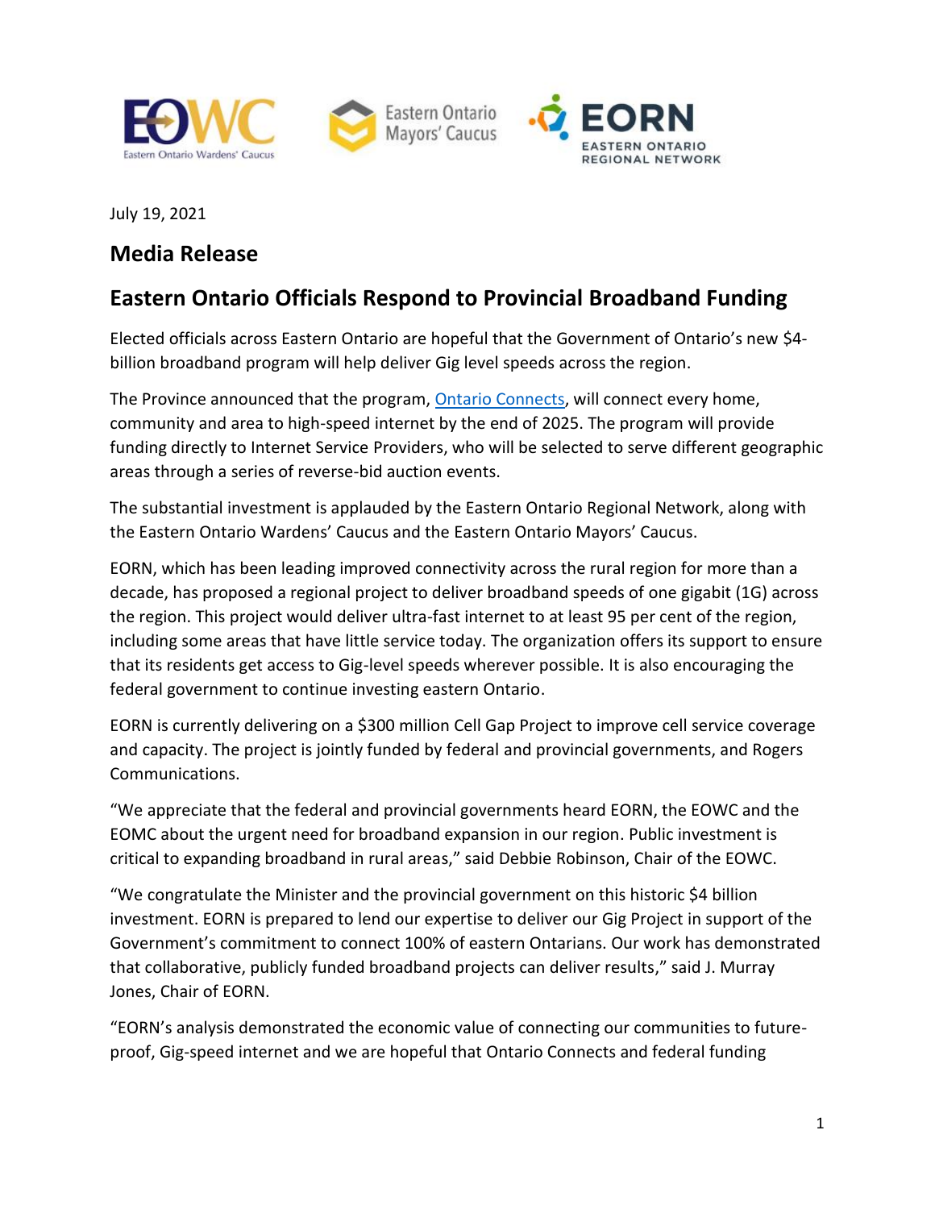July 19, 2021

## Media Release

## Eastern Ontario Officials Respond to Provincial Broadband Funding

Elected officials across Eastern Ontario are hopeful that the Government of Ontario's new $4-billion broadband program will help deliver Gig level speeds across the region.

The Province announced that the program, Ontario Connects, will connect every home, community and area to high-speed internet by the end of 2025. The program will provide funding directly to Internet Service Providers, who will be selected to serve different geographic areas through a series of reverse-bid auction events.

The substantial investment is applauded by the Eastern Ontario Regional Network, along with the Eastern Ontario Wardens' Caucus and the Eastern Ontario Mayors' Caucus.

EORN, which has been leading improved connectivity across the rural region for more than a decade, has proposed a regional project to deliver broadband speeds of one gigabit (1G) across the region. This project would deliver ultra-fast internet to at least 95 per cent of the region, including some areas that have little service today. The organization offers its support to ensure that its residents get access to Gig-level speeds wherever possible. It is also encouraging the federal government to continue investing eastern Ontario.

EORN is currently delivering on a $300 million Cell Gap Project to improve cell service coverage and capacity. The project is jointly funded by federal and provincial governments, and Rogers Communications.

"We appreciate that the federal and provincial governments heard EORN, the EOWC and the EOMC about the urgent need for broadband expansion in our region. Public investment is critical to expanding broadband in rural areas," said Debbie Robinson, Chair of the EOWC.

"We congratulate the Minister and the provincial government on this historic $4 billion investment. EORN is prepared to lend our expertise to deliver our Gig Project in support of the Government's commitment to connect 100% of eastern Ontarians. Our work has demonstrated that collaborative, publicly funded broadband projects can deliver results," said J. Murray Jones, Chair of EORN.

"EORN's analysis demonstrated the economic value of connecting our communities to future-proof, Gig-speed internet and we are hopeful that Ontario Connects and federal funding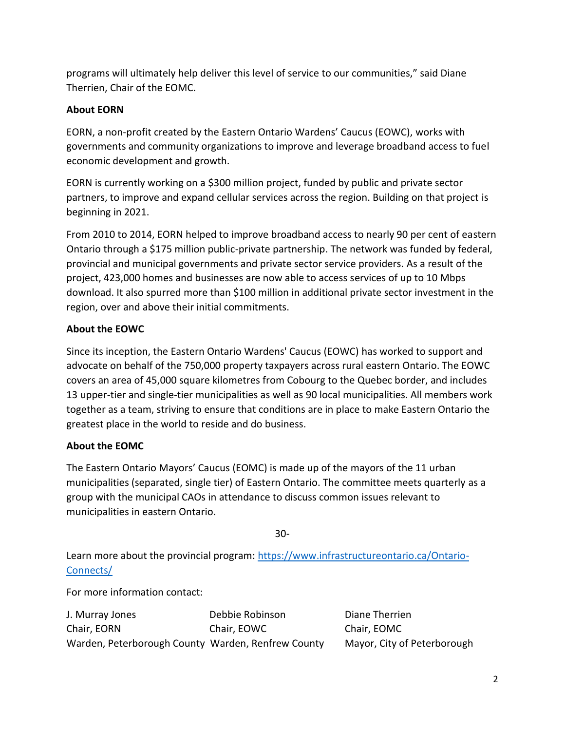programs will ultimately help deliver this level of service to our communities," said Diane Therrien, Chair of the EOMC.

**About EORN**

EORN, a non-profit created by the Eastern Ontario Wardens' Caucus (EOWC), works with governments and community organizations to improve and leverage broadband access to fuel economic development and growth.

EORN is currently working on a $300 million project, funded by public and private sector partners, to improve and expand cellular services across the region. Building on that project is beginning in 2021.

From 2010 to 2014, EORN helped to improve broadband access to nearly 90 per cent of eastern Ontario through a $175 million public-private partnership. The network was funded by federal, provincial and municipal governments and private sector service providers. As a result of the project, 423,000 homes and businesses are now able to access services of up to 10 Mbps download. It also spurred more than $100 million in additional private sector investment in the region, over and above their initial commitments.

**About the EOWC**

Since its inception, the Eastern Ontario Wardens' Caucus (EOWC) has worked to support and advocate on behalf of the 750,000 property taxpayers across rural eastern Ontario. The EOWC covers an area of 45,000 square kilometres from Cobourg to the Quebec border, and includes 13 upper-tier and single-tier municipalities as well as 90 local municipalities. All members work together as a team, striving to ensure that conditions are in place to make Eastern Ontario the greatest place in the world to reside and do business.

**About the EOMC**

The Eastern Ontario Mayors' Caucus (EOMC) is made up of the mayors of the 11 urban municipalities (separated, single tier) of Eastern Ontario. The committee meets quarterly as a group with the municipal CAOs in attendance to discuss common issues relevant to municipalities in eastern Ontario.

30-

Learn more about the provincial program: [https://www.infrastructureontario.ca/Ontario-Connects/](https://www.infrastructureontario.ca/Ontario-Connects/)

For more information contact:

| J. Murray Jones | Debbie Robinson | Diane Therrien |
|---|---|---|
| Chair, EORN | Chair, EOWC | Chair, EOMC |
| Warden, Peterborough County | Warden, Renfrew County | Mayor, City of Peterborough |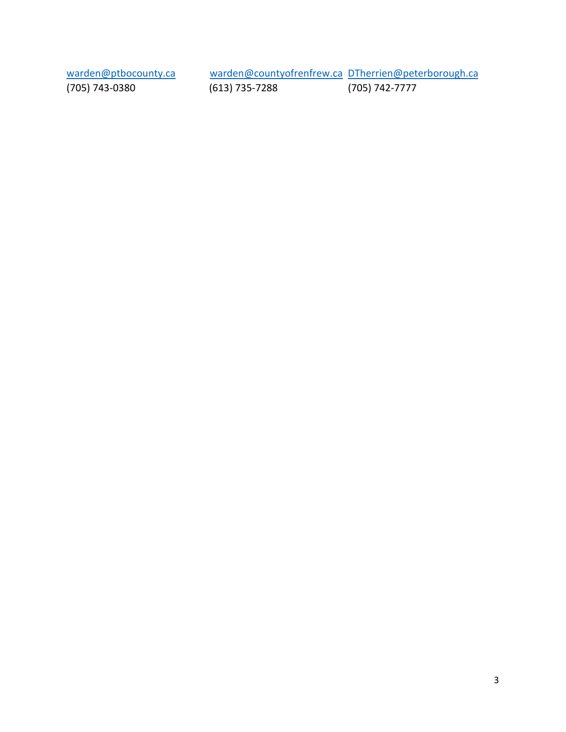| | | |
|---|---|---|
| warden@ptbocounty.ca | warden@countyofrenfrew.ca | DTherrien@peterborough.ca |
| (705) 743-0380 | (613) 735-7288 | (705) 742-7777 |